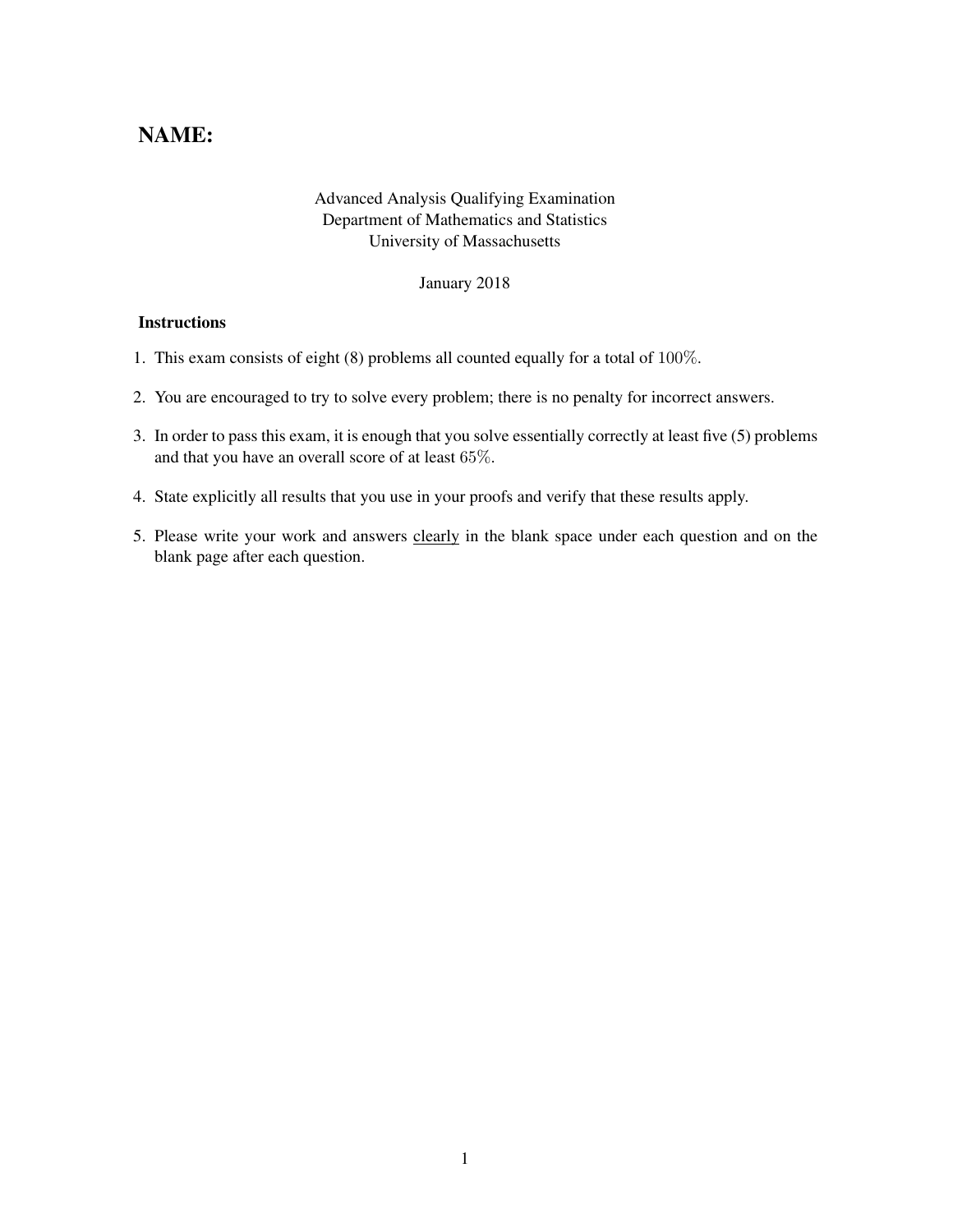# NAME:

Advanced Analysis Qualifying Examination
Department of Mathematics and Statistics
University of Massachusetts

January 2018

### Instructions

1. This exam consists of eight (8) problems all counted equally for a total of $100\%$.
2. You are encouraged to try to solve every problem; there is no penalty for incorrect answers.
3. In order to pass this exam, it is enough that you solve essentially correctly at least five (5) problems and that you have an overall score of at least $65\%$.
4. State explicitly all results that you use in your proofs and verify that these results apply.
5. Please write your work and answers clearly in the blank space under each question and on the blank page after each question.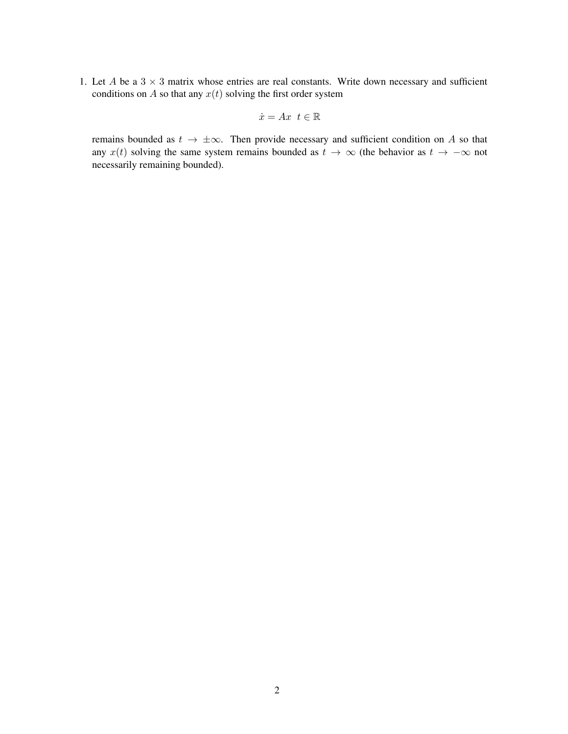1. Let $A$ be a $3 \times 3$ matrix whose entries are real constants. Write down necessary and sufficient conditions on $A$ so that any $x(t)$ solving the first order system

$$\dot{x} = Ax \;\; t \in \mathbb{R}$$

remains bounded as $t \to \pm\infty$. Then provide necessary and sufficient condition on $A$ so that any $x(t)$ solving the same system remains bounded as $t \to \infty$ (the behavior as $t \to -\infty$ not necessarily remaining bounded).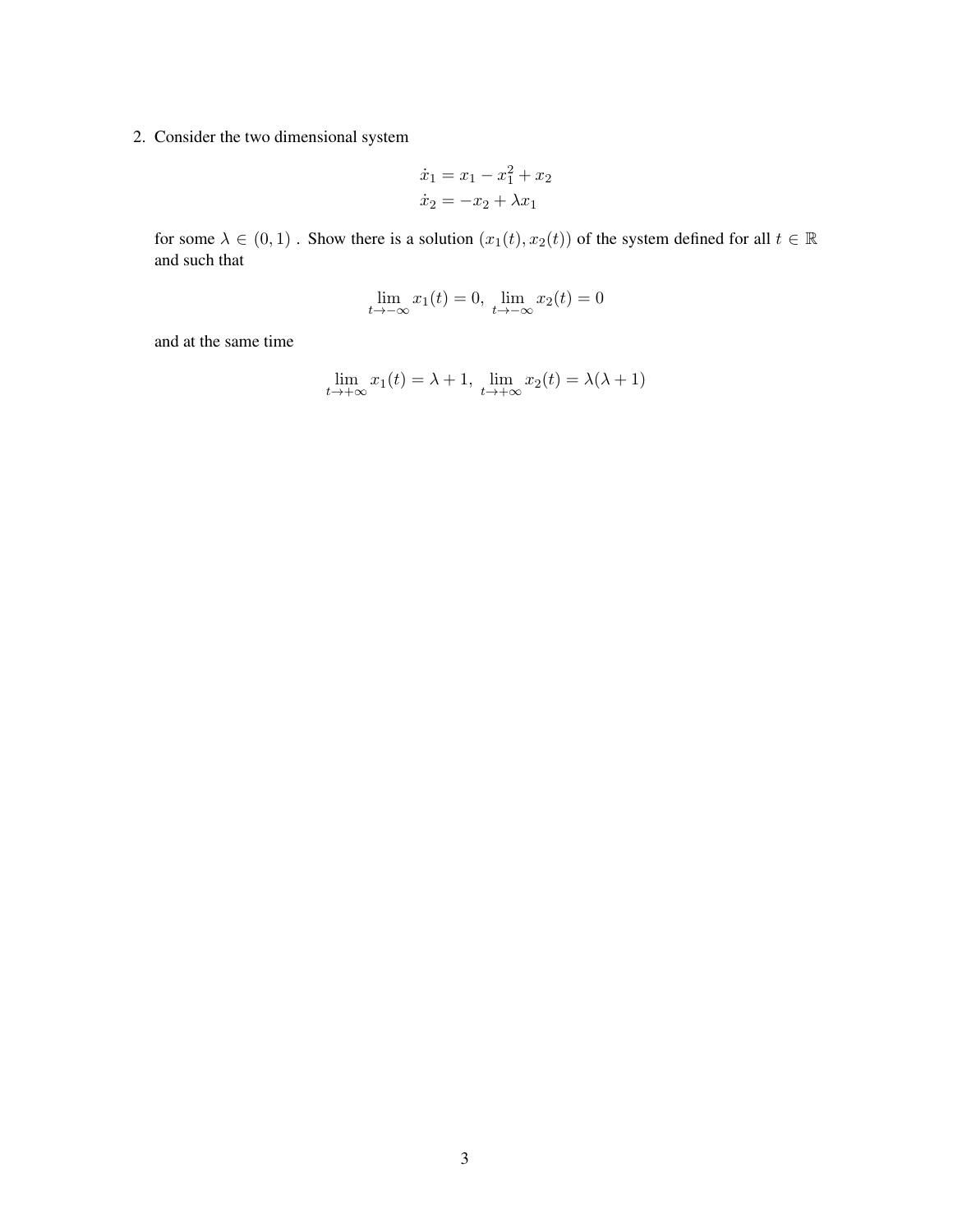2. Consider the two dimensional system

$$
\begin{aligned}
\dot{x}_1 &= x_1 - x_1^2 + x_2 \\
\dot{x}_2 &= -x_2 + \lambda x_1
\end{aligned}
$$

for some $\lambda \in (0,1)$ . Show there is a solution $(x_1(t), x_2(t))$ of the system defined for all $t \in \mathbb{R}$ and such that

$$
\lim_{t \to -\infty} x_1(t) = 0, \ \lim_{t \to -\infty} x_2(t) = 0
$$

and at the same time

$$
\lim_{t \to +\infty} x_1(t) = \lambda + 1, \ \lim_{t \to +\infty} x_2(t) = \lambda(\lambda + 1)
$$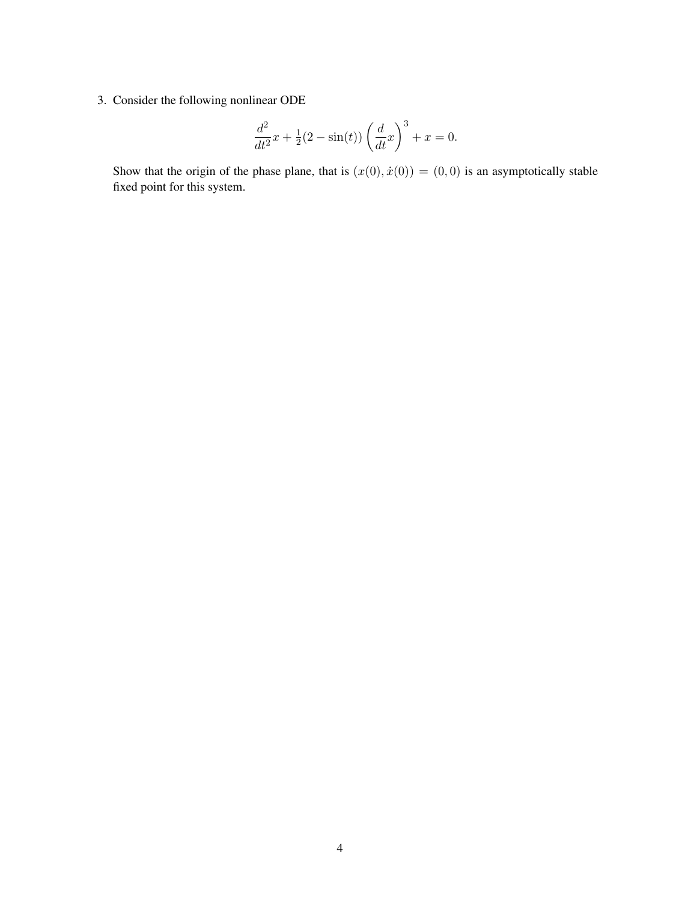3. Consider the following nonlinear ODE

$$\frac{d^2}{dt^2}x + \tfrac{1}{2}(2 - \sin(t))\left(\frac{d}{dt}x\right)^3 + x = 0.$$

Show that the origin of the phase plane, that is $(x(0), \dot{x}(0)) = (0, 0)$ is an asymptotically stable fixed point for this system.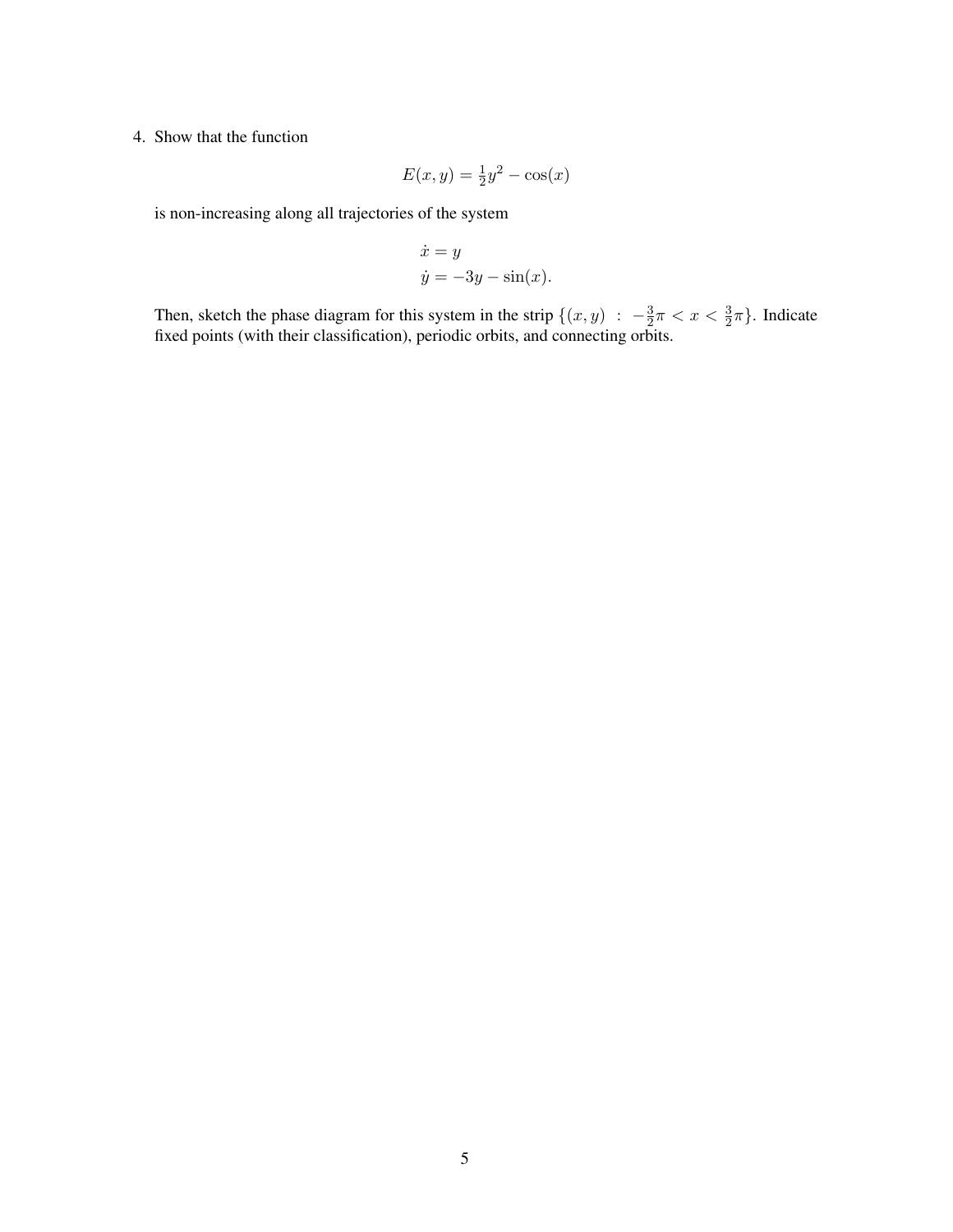4. Show that the function

$$E(x, y) = \tfrac{1}{2}y^2 - \cos(x)$$

is non-increasing along all trajectories of the system

$$\begin{aligned} \dot{x} &= y \\ \dot{y} &= -3y - \sin(x). \end{aligned}$$

Then, sketch the phase diagram for this system in the strip $\{(x, y) \;:\; -\frac{3}{2}\pi < x < \frac{3}{2}\pi\}$. Indicate fixed points (with their classification), periodic orbits, and connecting orbits.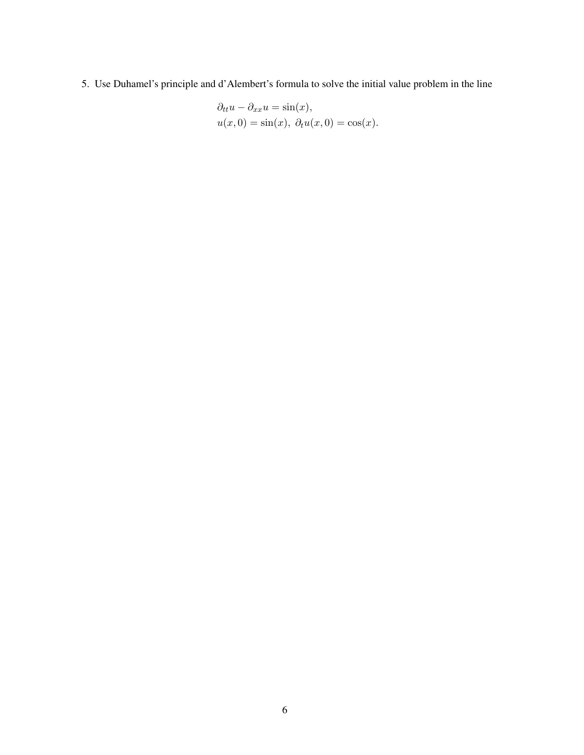5. Use Duhamel's principle and d'Alembert's formula to solve the initial value problem in the line

$$
\begin{aligned}
&\partial_{tt} u - \partial_{xx} u = \sin(x), \\
&u(x, 0) = \sin(x), \ \partial_t u(x, 0) = \cos(x).
\end{aligned}
$$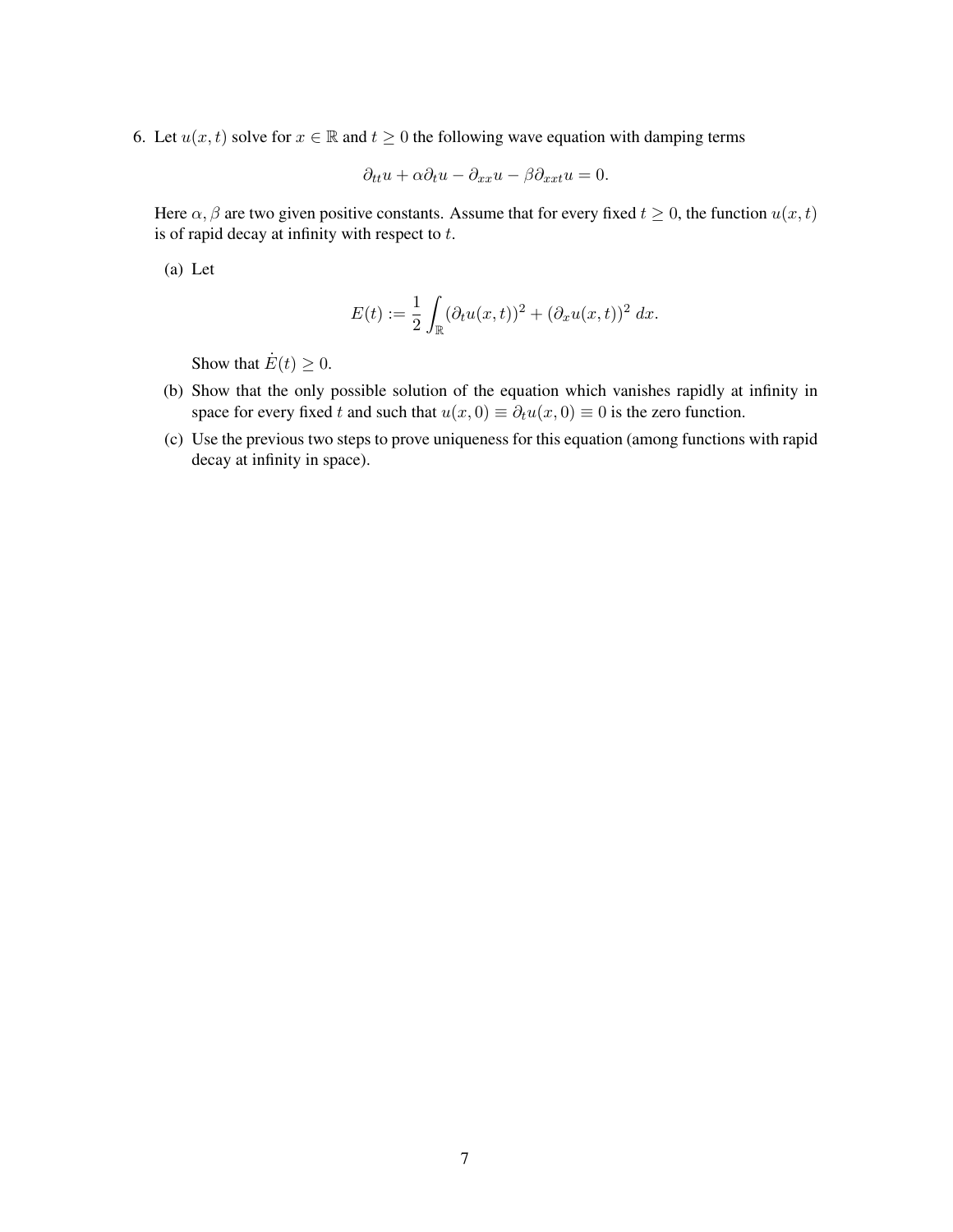6. Let $u(x,t)$ solve for $x \in \mathbb{R}$ and $t \geq 0$ the following wave equation with damping terms

$$\partial_{tt}u + \alpha\partial_t u - \partial_{xx}u - \beta\partial_{xxt}u = 0.$$

Here $\alpha, \beta$ are two given positive constants. Assume that for every fixed $t \geq 0$, the function $u(x,t)$ is of rapid decay at infinity with respect to $t$.

(a) Let

$$E(t) := \frac{1}{2}\int_{\mathbb{R}} (\partial_t u(x,t))^2 + (\partial_x u(x,t))^2 \, dx.$$

Show that $\dot{E}(t) \geq 0$.

(b) Show that the only possible solution of the equation which vanishes rapidly at infinity in space for every fixed $t$ and such that $u(x,0) \equiv \partial_t u(x,0) \equiv 0$ is the zero function.

(c) Use the previous two steps to prove uniqueness for this equation (among functions with rapid decay at infinity in space).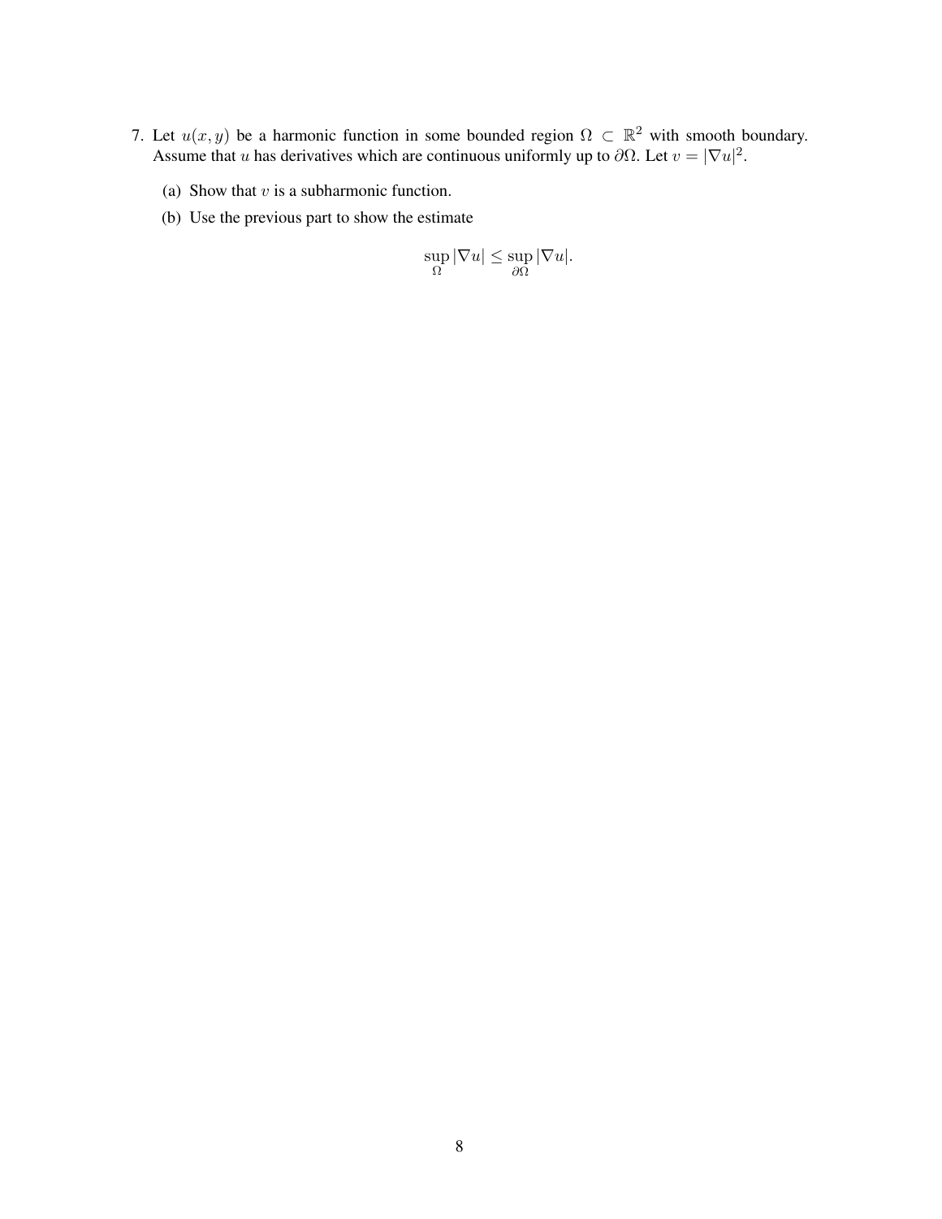7. Let $u(x, y)$ be a harmonic function in some bounded region $\Omega \subset \mathbb{R}^2$ with smooth boundary. Assume that $u$ has derivatives which are continuous uniformly up to $\partial\Omega$. Let $v = |\nabla u|^2$.

   (a) Show that $v$ is a subharmonic function.

   (b) Use the previous part to show the estimate

$$\sup_{\Omega} |\nabla u| \leq \sup_{\partial\Omega} |\nabla u|.$$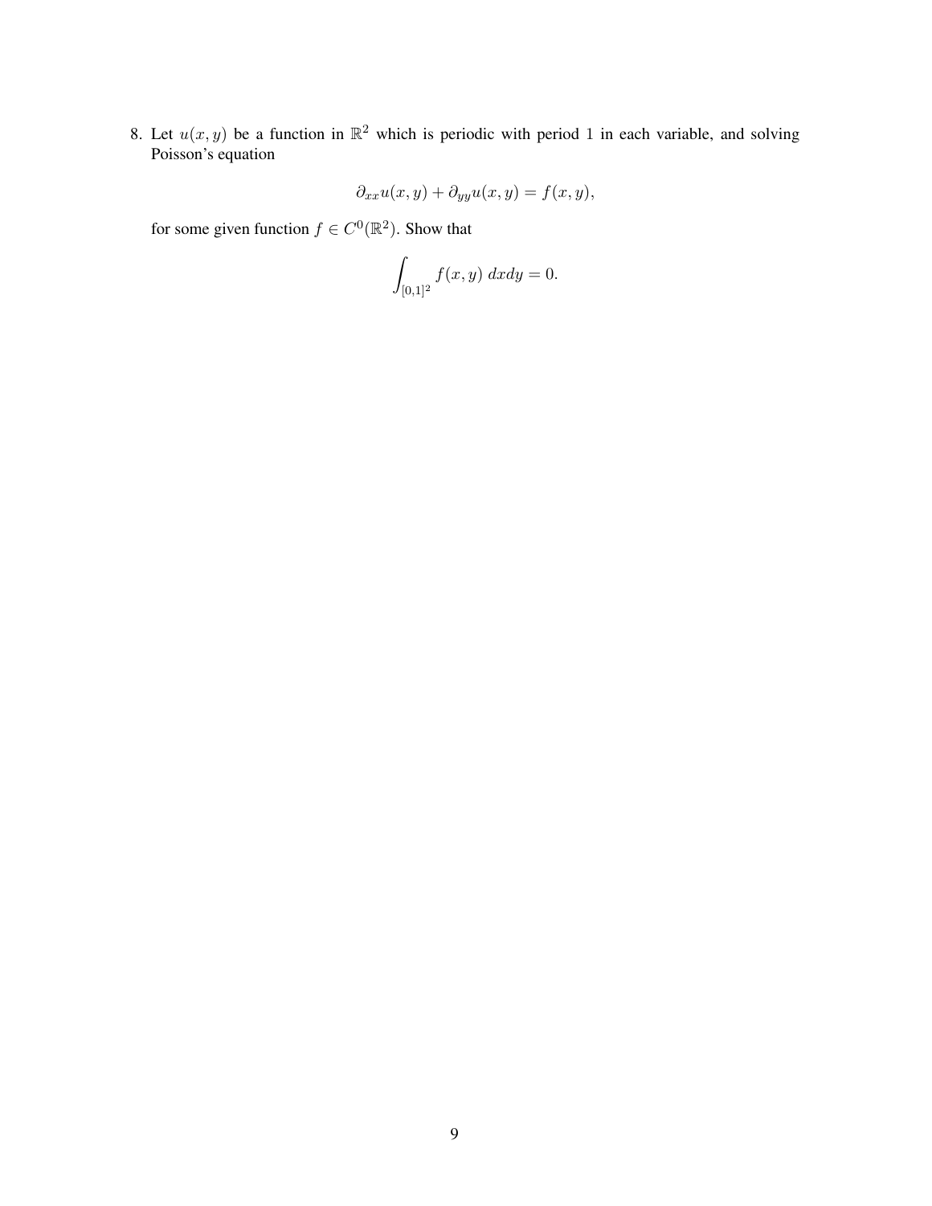8. Let $u(x,y)$ be a function in $\mathbb{R}^2$ which is periodic with period 1 in each variable, and solving Poisson's equation

$$\partial_{xx}u(x,y) + \partial_{yy}u(x,y) = f(x,y),$$

for some given function $f \in C^0(\mathbb{R}^2)$. Show that

$$\int_{[0,1]^2} f(x,y) \; dxdy = 0.$$